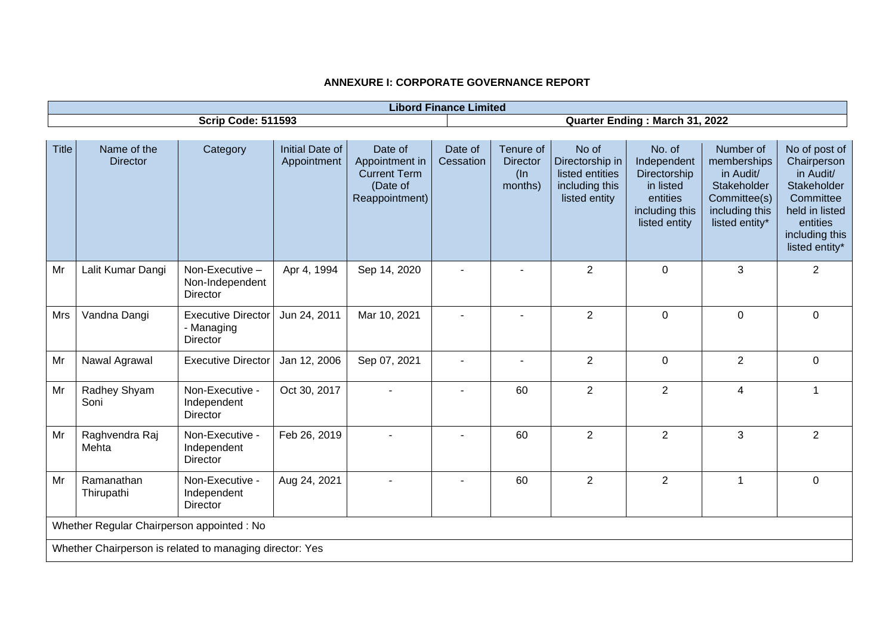**ANNEXURE I: CORPORATE GOVERNANCE REPORT**

| Libord Finance Limited | |
|---|---|
| Scrip Code: 511593 | Quarter Ending : March 31, 2022 |

| Title | Name of the Director | Category | Initial Date of Appointment | Date of Appointment in Current Term (Date of Reappointment) | Date of Cessation | Tenure of Director (In months) | No of Directorship in listed entities including this listed entity | No. of Independent Directorship in listed entities including this listed entity | Number of memberships in Audit/ Stakeholder Committee(s) including this listed entity* | No of post of Chairperson in Audit/ Stakeholder Committee held in listed entities including this listed entity* |
|---|---|---|---|---|---|---|---|---|---|---|
| Mr | Lalit Kumar Dangi | Non-Executive – Non-Independent Director | Apr 4, 1994 | Sep 14, 2020 | - | - | 2 | 0 | 3 | 2 |
| Mrs | Vandna Dangi | Executive Director - Managing Director | Jun 24, 2011 | Mar 10, 2021 | - | - | 2 | 0 | 0 | 0 |
| Mr | Nawal Agrawal | Executive Director | Jan 12, 2006 | Sep 07, 2021 | - | - | 2 | 0 | 2 | 0 |
| Mr | Radhey Shyam Soni | Non-Executive - Independent Director | Oct 30, 2017 | - | - | 60 | 2 | 2 | 4 | 1 |
| Mr | Raghvendra Raj Mehta | Non-Executive - Independent Director | Feb 26, 2019 | - | - | 60 | 2 | 2 | 3 | 2 |
| Mr | Ramanathan Thirupathi | Non-Executive - Independent Director | Aug 24, 2021 | - | - | 60 | 2 | 2 | 1 | 0 |
| Whether Regular Chairperson appointed : No | | | | | | | | | | |
| Whether Chairperson is related to managing director: Yes | | | | | | | | | | |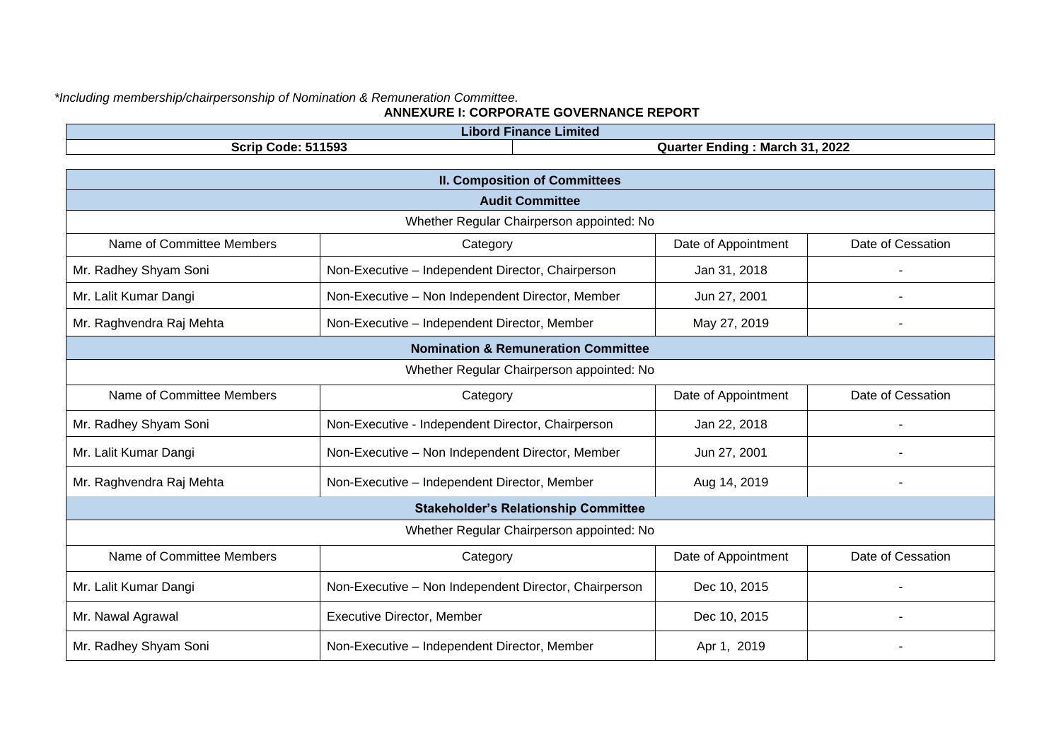*Including membership/chairpersonship of Nomination & Remuneration Committee.

**ANNEXURE I: CORPORATE GOVERNANCE REPORT**

| Libord Finance Limited | |
|---|---|
| **Scrip Code: 511593** | **Quarter Ending : March 31, 2022** |

**II. Composition of Committees**

**Audit Committee**

Whether Regular Chairperson appointed: No

| Name of Committee Members | Category | Date of Appointment | Date of Cessation |
|---|---|---|---|
| Mr. Radhey Shyam Soni | Non-Executive – Independent Director, Chairperson | Jan 31, 2018 | - |
| Mr. Lalit Kumar Dangi | Non-Executive – Non Independent Director, Member | Jun 27, 2001 | - |
| Mr. Raghvendra Raj Mehta | Non-Executive – Independent Director, Member | May 27, 2019 | - |

**Nomination & Remuneration Committee**

Whether Regular Chairperson appointed: No

| Name of Committee Members | Category | Date of Appointment | Date of Cessation |
|---|---|---|---|
| Mr. Radhey Shyam Soni | Non-Executive - Independent Director, Chairperson | Jan 22, 2018 | - |
| Mr. Lalit Kumar Dangi | Non-Executive – Non Independent Director, Member | Jun 27, 2001 | - |
| Mr. Raghvendra Raj Mehta | Non-Executive – Independent Director, Member | Aug 14, 2019 | - |

**Stakeholder's Relationship Committee**

Whether Regular Chairperson appointed: No

| Name of Committee Members | Category | Date of Appointment | Date of Cessation |
|---|---|---|---|
| Mr. Lalit Kumar Dangi | Non-Executive – Non Independent Director, Chairperson | Dec 10, 2015 | - |
| Mr. Nawal Agrawal | Executive Director, Member | Dec 10, 2015 | - |
| Mr. Radhey Shyam Soni | Non-Executive – Independent Director, Member | Apr 1, 2019 | - |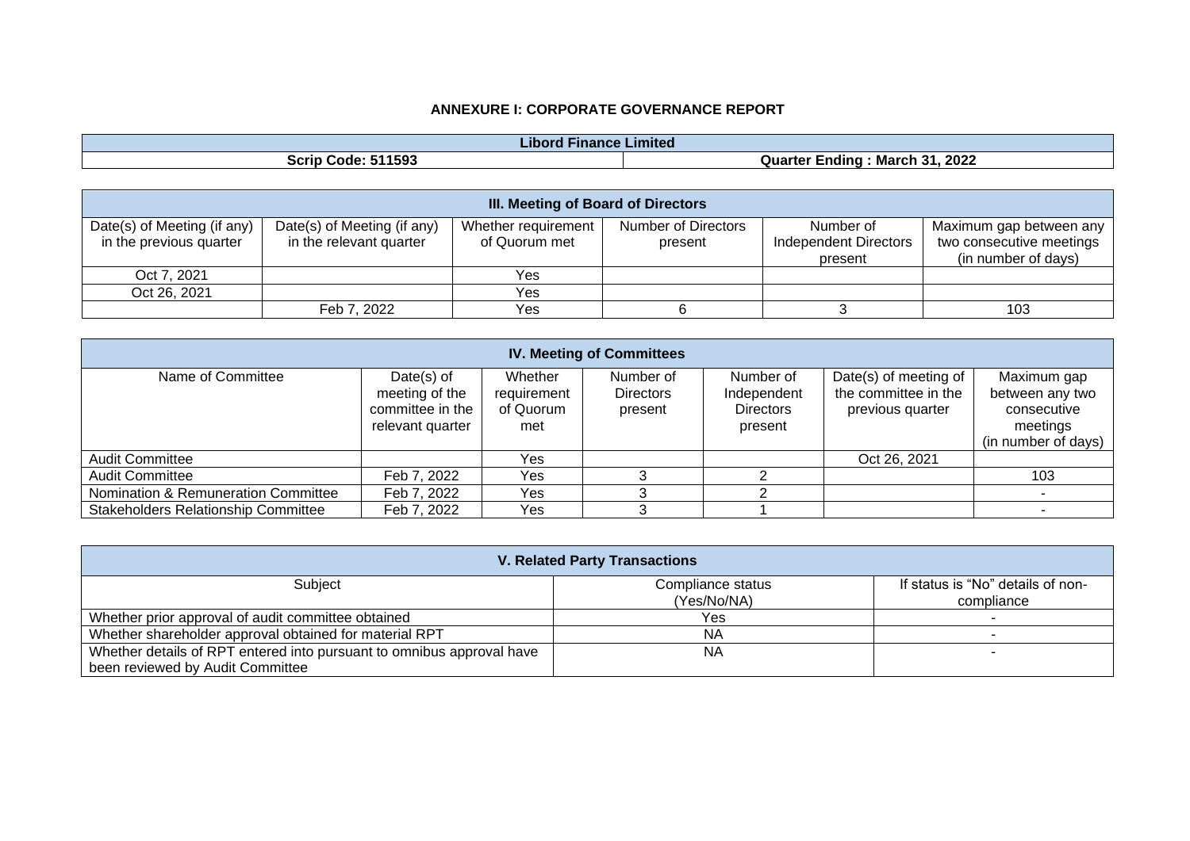# ANNEXURE I: CORPORATE GOVERNANCE REPORT

| Libord Finance Limited | |
|---|---|
| **Scrip Code: 511593** | **Quarter Ending : March 31, 2022** |

| III. Meeting of Board of Directors | | | | | |
|---|---|---|---|---|---|
| Date(s) of Meeting (if any) in the previous quarter | Date(s) of Meeting (if any) in the relevant quarter | Whether requirement of Quorum met | Number of Directors present | Number of Independent Directors present | Maximum gap between any two consecutive meetings (in number of days) |
| Oct 7, 2021 | | Yes | | | |
| Oct 26, 2021 | | Yes | | | |
| | Feb 7, 2022 | Yes | 6 | 3 | 103 |

| IV. Meeting of Committees | | | | | | |
|---|---|---|---|---|---|---|
| Name of Committee | Date(s) of meeting of the committee in the relevant quarter | Whether requirement of Quorum met | Number of Directors present | Number of Independent Directors present | Date(s) of meeting of the committee in the previous quarter | Maximum gap between any two consecutive meetings (in number of days) |
| Audit Committee | | Yes | | | Oct 26, 2021 | |
| Audit Committee | Feb 7, 2022 | Yes | 3 | 2 | | 103 |
| Nomination & Remuneration Committee | Feb 7, 2022 | Yes | 3 | 2 | | - |
| Stakeholders Relationship Committee | Feb 7, 2022 | Yes | 3 | 1 | | - |

| V. Related Party Transactions | | |
|---|---|---|
| Subject | Compliance status (Yes/No/NA) | If status is "No" details of non-compliance |
| Whether prior approval of audit committee obtained | Yes | - |
| Whether shareholder approval obtained for material RPT | NA | - |
| Whether details of RPT entered into pursuant to omnibus approval have been reviewed by Audit Committee | NA | - |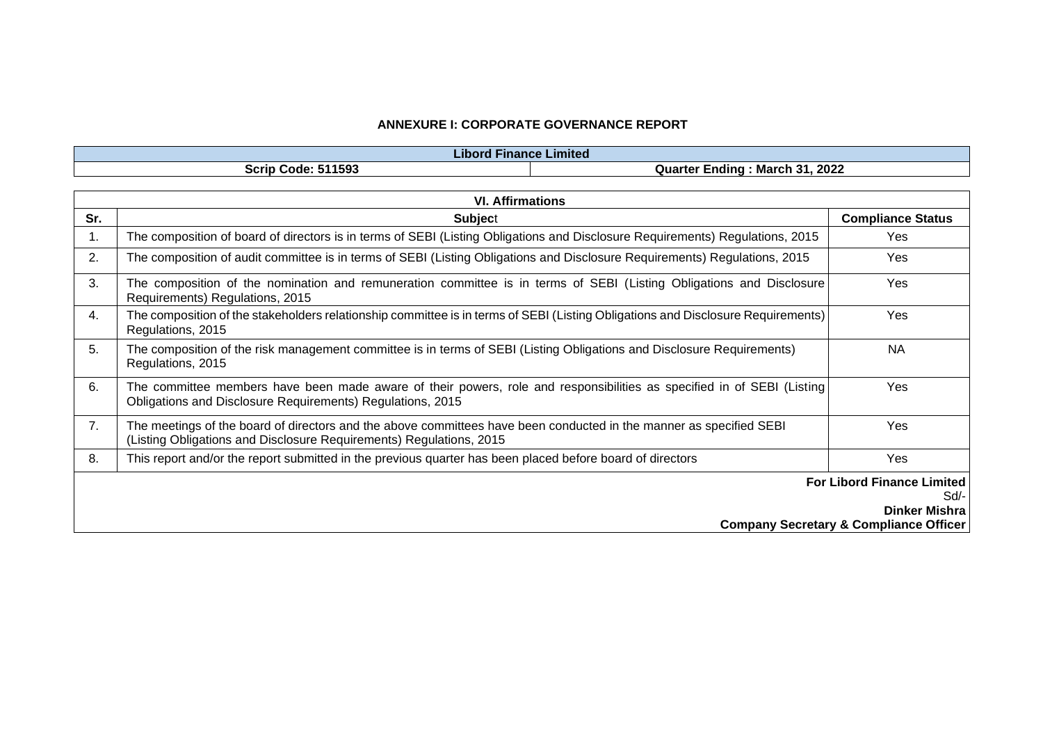## ANNEXURE I: CORPORATE GOVERNANCE REPORT

| Libord Finance Limited | |
|---|---|
| **Scrip Code: 511593** | **Quarter Ending : March 31, 2022** |

| VI. Affirmations | | |
|---|---|---|
| **Sr.** | **Subject** | **Compliance Status** |
| 1. | The composition of board of directors is in terms of SEBI (Listing Obligations and Disclosure Requirements) Regulations, 2015 | Yes |
| 2. | The composition of audit committee is in terms of SEBI (Listing Obligations and Disclosure Requirements) Regulations, 2015 | Yes |
| 3. | The composition of the nomination and remuneration committee is in terms of SEBI (Listing Obligations and Disclosure Requirements) Regulations, 2015 | Yes |
| 4. | The composition of the stakeholders relationship committee is in terms of SEBI (Listing Obligations and Disclosure Requirements) Regulations, 2015 | Yes |
| 5. | The composition of the risk management committee is in terms of SEBI (Listing Obligations and Disclosure Requirements) Regulations, 2015 | NA |
| 6. | The committee members have been made aware of their powers, role and responsibilities as specified in of SEBI (Listing Obligations and Disclosure Requirements) Regulations, 2015 | Yes |
| 7. | The meetings of the board of directors and the above committees have been conducted in the manner as specified SEBI (Listing Obligations and Disclosure Requirements) Regulations, 2015 | Yes |
| 8. | This report and/or the report submitted in the previous quarter has been placed before board of directors | Yes |

**For Libord Finance Limited**
Sd/-
**Dinker Mishra**
**Company Secretary & Compliance Officer**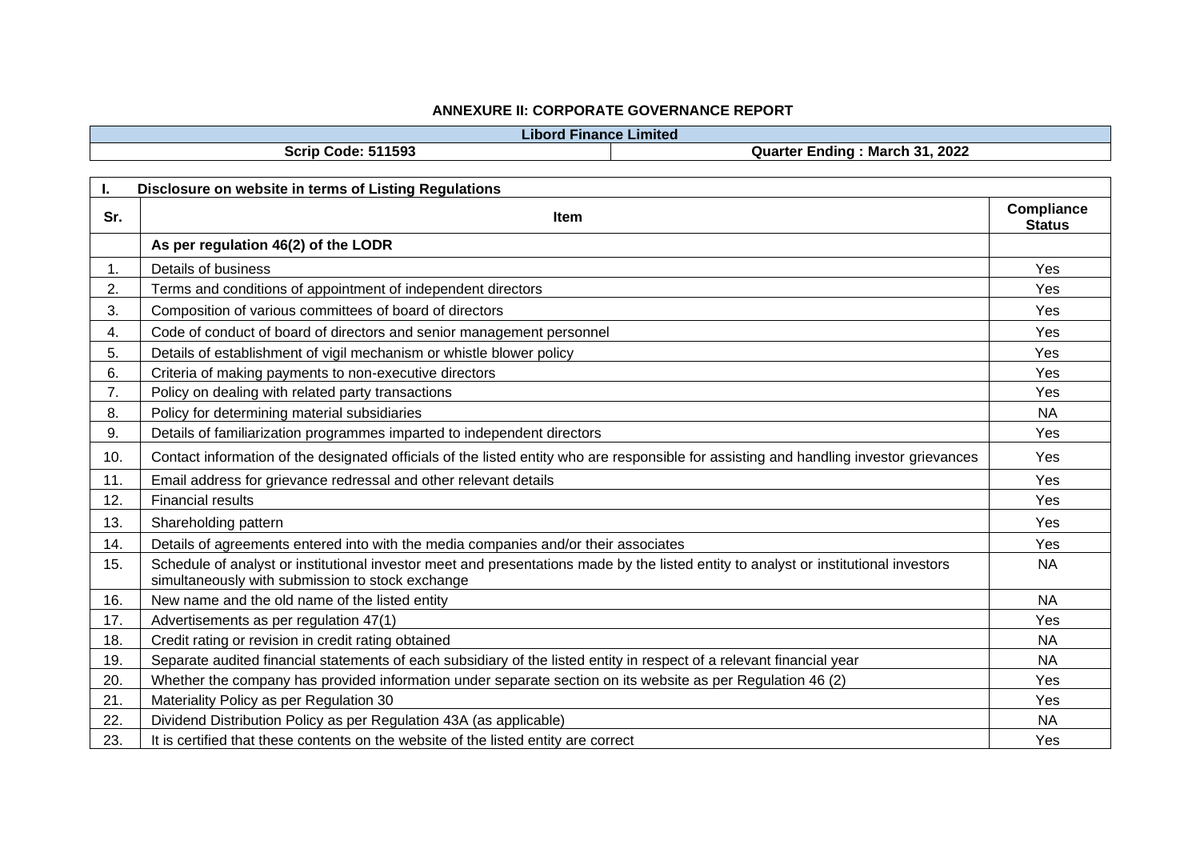## ANNEXURE II: CORPORATE GOVERNANCE REPORT

| Libord Finance Limited | |
|---|---|
| Scrip Code: 511593 | Quarter Ending : March 31, 2022 |

| I. | Disclosure on website in terms of Listing Regulations | |
|---|---|---|
| Sr. | Item | Compliance Status |
| | **As per regulation 46(2) of the LODR** | |
| 1. | Details of business | Yes |
| 2. | Terms and conditions of appointment of independent directors | Yes |
| 3. | Composition of various committees of board of directors | Yes |
| 4. | Code of conduct of board of directors and senior management personnel | Yes |
| 5. | Details of establishment of vigil mechanism or whistle blower policy | Yes |
| 6. | Criteria of making payments to non-executive directors | Yes |
| 7. | Policy on dealing with related party transactions | Yes |
| 8. | Policy for determining material subsidiaries | NA |
| 9. | Details of familiarization programmes imparted to independent directors | Yes |
| 10. | Contact information of the designated officials of the listed entity who are responsible for assisting and handling investor grievances | Yes |
| 11. | Email address for grievance redressal and other relevant details | Yes |
| 12. | Financial results | Yes |
| 13. | Shareholding pattern | Yes |
| 14. | Details of agreements entered into with the media companies and/or their associates | Yes |
| 15. | Schedule of analyst or institutional investor meet and presentations made by the listed entity to analyst or institutional investors simultaneously with submission to stock exchange | NA |
| 16. | New name and the old name of the listed entity | NA |
| 17. | Advertisements as per regulation 47(1) | Yes |
| 18. | Credit rating or revision in credit rating obtained | NA |
| 19. | Separate audited financial statements of each subsidiary of the listed entity in respect of a relevant financial year | NA |
| 20. | Whether the company has provided information under separate section on its website as per Regulation 46 (2) | Yes |
| 21. | Materiality Policy as per Regulation 30 | Yes |
| 22. | Dividend Distribution Policy as per Regulation 43A (as applicable) | NA |
| 23. | It is certified that these contents on the website of the listed entity are correct | Yes |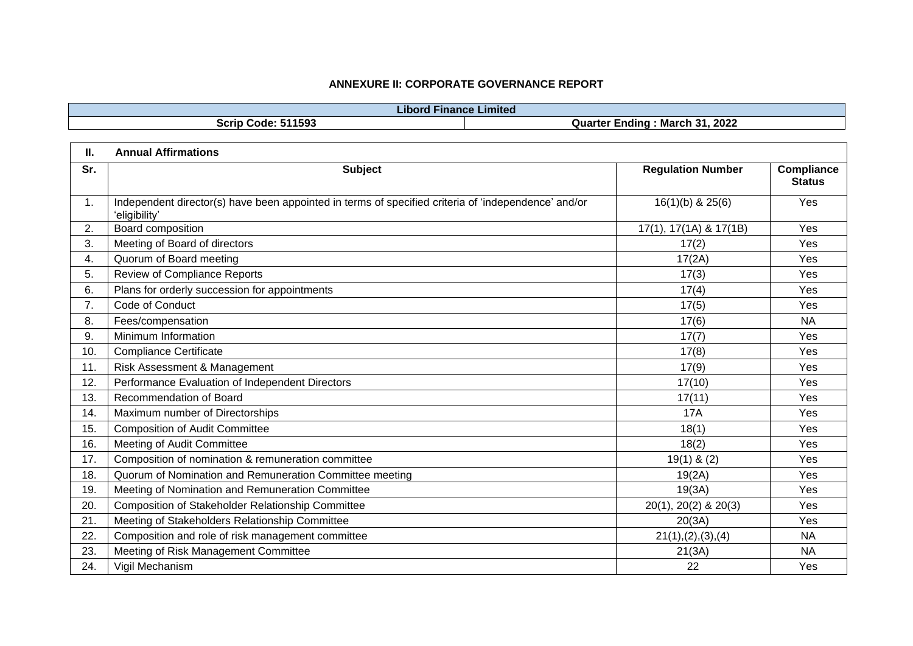## ANNEXURE II: CORPORATE GOVERNANCE REPORT

| Libord Finance Limited | |
|---|---|
| **Scrip Code: 511593** | **Quarter Ending : March 31, 2022** |

| II. | Annual Affirmations | | |
|---|---|---|---|
| **Sr.** | **Subject** | **Regulation Number** | **Compliance Status** |
| 1. | Independent director(s) have been appointed in terms of specified criteria of 'independence' and/or 'eligibility' | 16(1)(b) & 25(6) | Yes |
| 2. | Board composition | 17(1), 17(1A) & 17(1B) | Yes |
| 3. | Meeting of Board of directors | 17(2) | Yes |
| 4. | Quorum of Board meeting | 17(2A) | Yes |
| 5. | Review of Compliance Reports | 17(3) | Yes |
| 6. | Plans for orderly succession for appointments | 17(4) | Yes |
| 7. | Code of Conduct | 17(5) | Yes |
| 8. | Fees/compensation | 17(6) | NA |
| 9. | Minimum Information | 17(7) | Yes |
| 10. | Compliance Certificate | 17(8) | Yes |
| 11. | Risk Assessment & Management | 17(9) | Yes |
| 12. | Performance Evaluation of Independent Directors | 17(10) | Yes |
| 13. | Recommendation of Board | 17(11) | Yes |
| 14. | Maximum number of Directorships | 17A | Yes |
| 15. | Composition of Audit Committee | 18(1) | Yes |
| 16. | Meeting of Audit Committee | 18(2) | Yes |
| 17. | Composition of nomination & remuneration committee | 19(1) & (2) | Yes |
| 18. | Quorum of Nomination and Remuneration Committee meeting | 19(2A) | Yes |
| 19. | Meeting of Nomination and Remuneration Committee | 19(3A) | Yes |
| 20. | Composition of Stakeholder Relationship Committee | 20(1), 20(2) & 20(3) | Yes |
| 21. | Meeting of Stakeholders Relationship Committee | 20(3A) | Yes |
| 22. | Composition and role of risk management committee | 21(1),(2),(3),(4) | NA |
| 23. | Meeting of Risk Management Committee | 21(3A) | NA |
| 24. | Vigil Mechanism | 22 | Yes |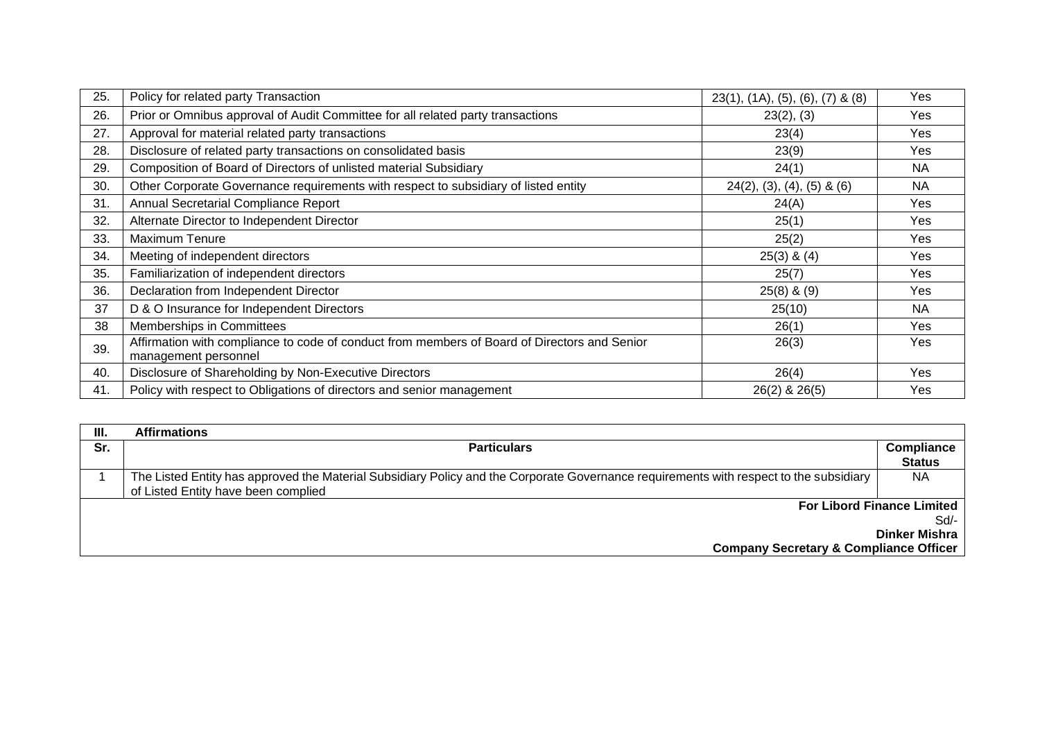| 25. | Policy for related party Transaction | 23(1), (1A), (5), (6), (7) & (8) | Yes |
|---|---|---|---|
| 26. | Prior or Omnibus approval of Audit Committee for all related party transactions | 23(2), (3) | Yes |
| 27. | Approval for material related party transactions | 23(4) | Yes |
| 28. | Disclosure of related party transactions on consolidated basis | 23(9) | Yes |
| 29. | Composition of Board of Directors of unlisted material Subsidiary | 24(1) | NA |
| 30. | Other Corporate Governance requirements with respect to subsidiary of listed entity | 24(2), (3), (4), (5) & (6) | NA |
| 31. | Annual Secretarial Compliance Report | 24(A) | Yes |
| 32. | Alternate Director to Independent Director | 25(1) | Yes |
| 33. | Maximum Tenure | 25(2) | Yes |
| 34. | Meeting of independent directors | 25(3) & (4) | Yes |
| 35. | Familiarization of independent directors | 25(7) | Yes |
| 36. | Declaration from Independent Director | 25(8) & (9) | Yes |
| 37 | D & O Insurance for Independent Directors | 25(10) | NA |
| 38 | Memberships in Committees | 26(1) | Yes |
| 39. | Affirmation with compliance to code of conduct from members of Board of Directors and Senior management personnel | 26(3) | Yes |
| 40. | Disclosure of Shareholding by Non-Executive Directors | 26(4) | Yes |
| 41. | Policy with respect to Obligations of directors and senior management | 26(2) & 26(5) | Yes |

| III. | **Affirmations** | |
|---|---|---|
| **Sr.** | **Particulars** | **Compliance Status** |
| 1 | The Listed Entity has approved the Material Subsidiary Policy and the Corporate Governance requirements with respect to the subsidiary of Listed Entity have been complied | NA |

**For Libord Finance Limited**

Sd/-

**Dinker Mishra**

**Company Secretary & Compliance Officer**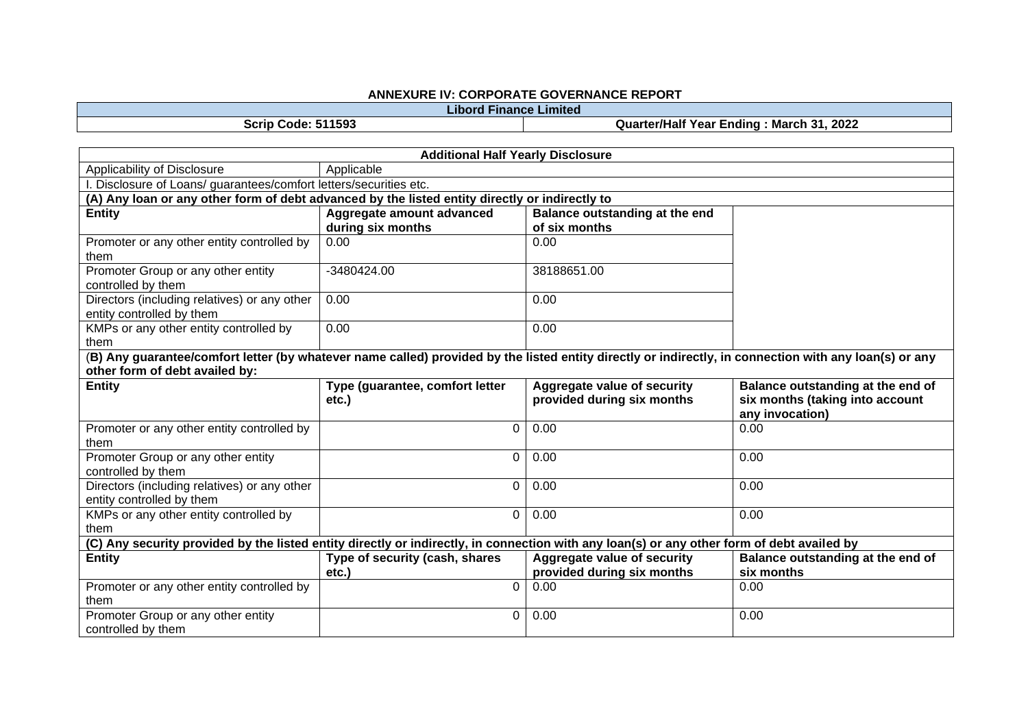## ANNEXURE IV: CORPORATE GOVERNANCE REPORT

| Libord Finance Limited | |
|---|---|
| **Scrip Code: 511593** | **Quarter/Half Year Ending : March 31, 2022** |

| **Additional Half Yearly Disclosure** | | | |
|---|---|---|---|
| Applicability of Disclosure | Applicable | | |
| I. Disclosure of Loans/ guarantees/comfort letters/securities etc. | | | |
| **(A) Any loan or any other form of debt advanced by the listed entity directly or indirectly to** | | | |
| **Entity** | **Aggregate amount advanced during six months** | **Balance outstanding at the end of six months** | |
| Promoter or any other entity controlled by them | 0.00 | 0.00 | |
| Promoter Group or any other entity controlled by them | -3480424.00 | 38188651.00 | |
| Directors (including relatives) or any other entity controlled by them | 0.00 | 0.00 | |
| KMPs or any other entity controlled by them | 0.00 | 0.00 | |
| **(B) Any guarantee/comfort letter (by whatever name called) provided by the listed entity directly or indirectly, in connection with any loan(s) or any other form of debt availed by:** | | | |
| **Entity** | **Type (guarantee, comfort letter etc.)** | **Aggregate value of security provided during six months** | **Balance outstanding at the end of six months (taking into account any invocation)** |
| Promoter or any other entity controlled by them | 0 | 0.00 | 0.00 |
| Promoter Group or any other entity controlled by them | 0 | 0.00 | 0.00 |
| Directors (including relatives) or any other entity controlled by them | 0 | 0.00 | 0.00 |
| KMPs or any other entity controlled by them | 0 | 0.00 | 0.00 |
| **(C) Any security provided by the listed entity directly or indirectly, in connection with any loan(s) or any other form of debt availed by** | | | |
| **Entity** | **Type of security (cash, shares etc.)** | **Aggregate value of security provided during six months** | **Balance outstanding at the end of six months** |
| Promoter or any other entity controlled by them | 0 | 0.00 | 0.00 |
| Promoter Group or any other entity controlled by them | 0 | 0.00 | 0.00 |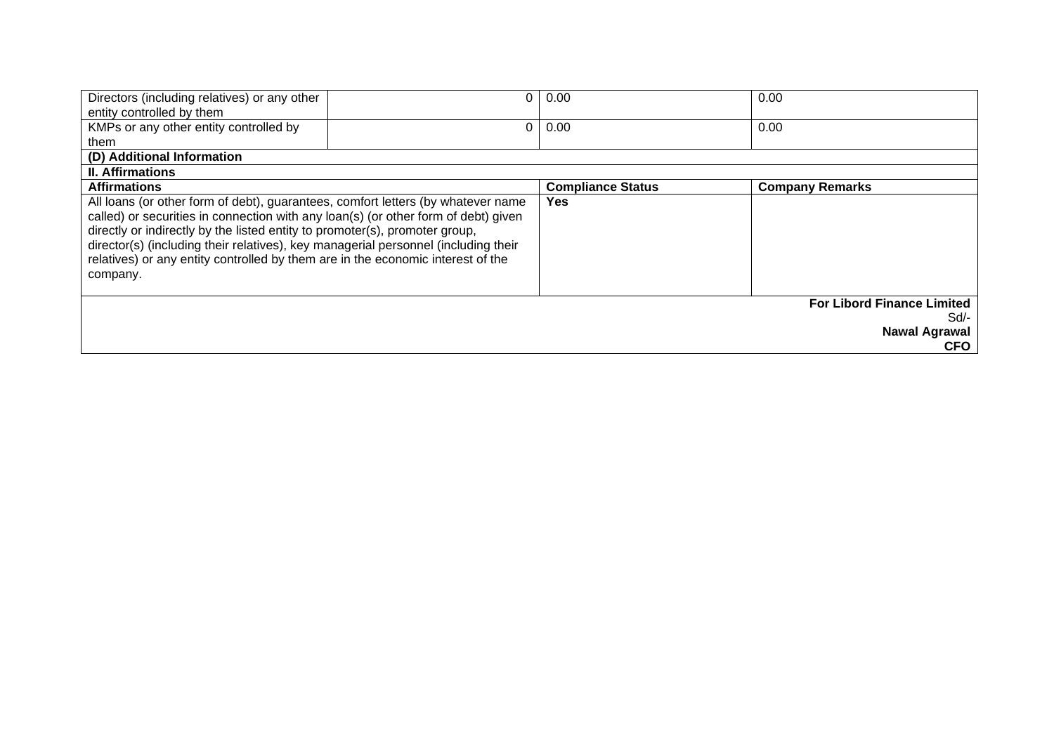| | | | |
|---|---|---|---|
| Directors (including relatives) or any other entity controlled by them | 0 | 0.00 | 0.00 |
| KMPs or any other entity controlled by them | 0 | 0.00 | 0.00 |
| **(D) Additional Information** | | | |

**II. Affirmations**

| Affirmations | Compliance Status | Company Remarks |
|---|---|---|
| All loans (or other form of debt), guarantees, comfort letters (by whatever name called) or securities in connection with any loan(s) (or other form of debt) given directly or indirectly by the listed entity to promoter(s), promoter group, director(s) (including their relatives), key managerial personnel (including their relatives) or any entity controlled by them are in the economic interest of the company. | **Yes** | |

**For Libord Finance Limited**
Sd/-
**Nawal Agrawal**
**CFO**